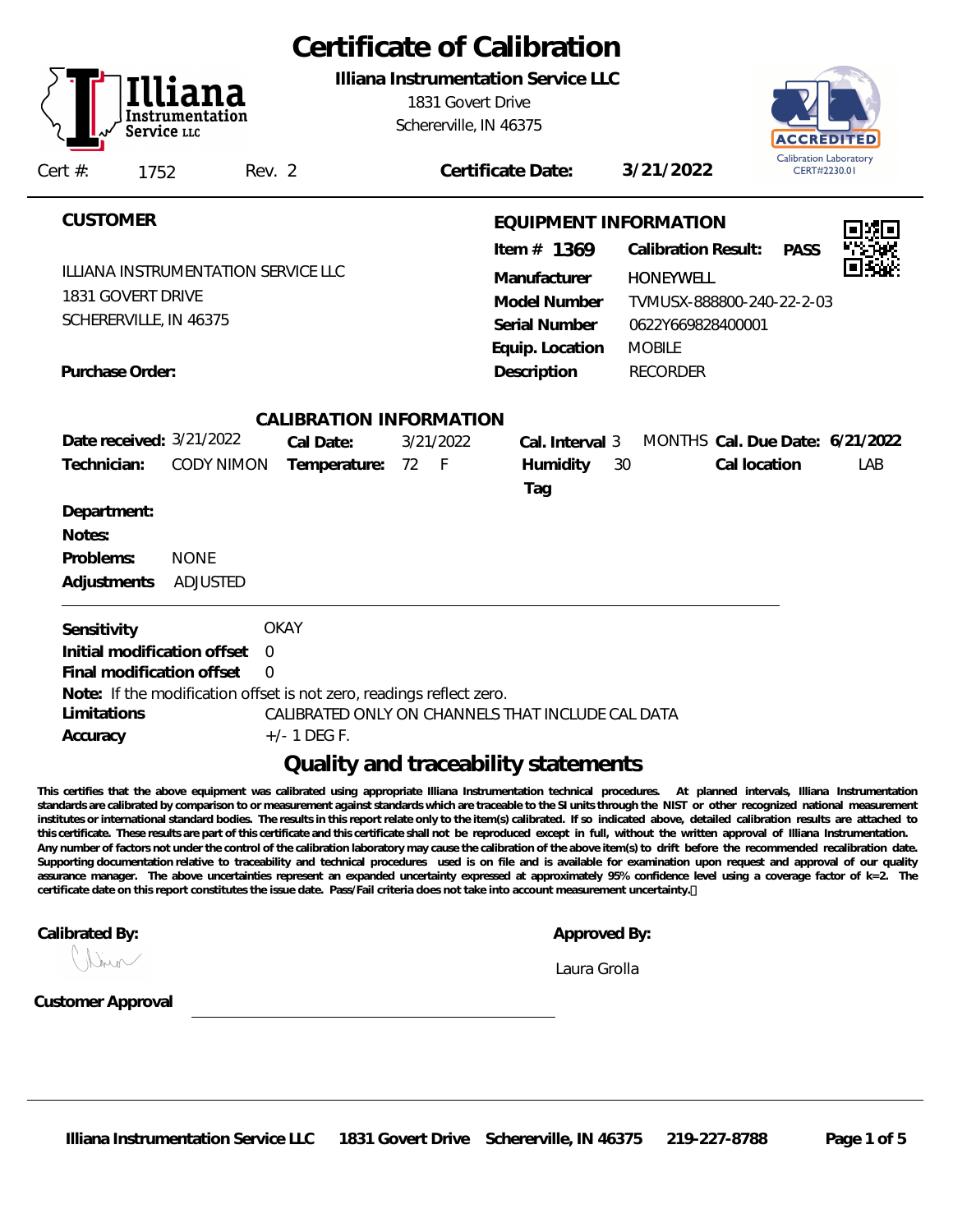# Certificate of Calibration

**Illiana Instrumentation Service LLC**
1831 Govert Drive
Schererville, IN 46375

Calibration Laboratory CERT#2230.01

Cert #: 1752 Rev. 2 **Certificate Date:** **3/21/2022**

## CUSTOMER

ILLIANA INSTRUMENTATION SERVICE LLC
1831 GOVERT DRIVE
SCHERERVILLE, IN 46375

**Purchase Order:**

## EQUIPMENT INFORMATION

**Item #** **1369** **Calibration Result:** **PASS**

| | |
|---|---|
| **Manufacturer** | HONEYWELL |
| **Model Number** | TVMUSX-888800-240-22-2-03 |
| **Serial Number** | 0622Y669828400001 |
| **Equip. Location** | MOBILE |
| **Description** | RECORDER |

## CALIBRATION INFORMATION

**Date received:** 3/21/2022 **Cal Date:** 3/21/2022 **Cal. Interval** 3 MONTHS **Cal. Due Date:** **6/21/2022**

**Technician:** CODY NIMON **Temperature:** 72 F **Humidity** 30 **Cal location** LAB

**Tag**

**Department:**

**Notes:**

**Problems:** NONE

**Adjustments** ADJUSTED

**Sensitivity** OKAY

**Initial modification offset** 0

**Final modification offset** 0

**Note:** If the modification offset is not zero, readings reflect zero.

**Limitations** CALIBRATED ONLY ON CHANNELS THAT INCLUDE CAL DATA

**Accuracy** +/- 1 DEG F.

## Quality and traceability statements

**This certifies that the above equipment was calibrated using appropriate Illiana Instrumentation technical procedures. At planned intervals, Illiana Instrumentation standards are calibrated by comparison to or measurement against standards which are traceable to the SI units through the NIST or other recognized national measurement institutes or international standard bodies. The results in this report relate only to the item(s) calibrated. If so indicated above, detailed calibration results are attached to this certificate. These results are part of this certificate and this certificate shall not be reproduced except in full, without the written approval of Illiana Instrumentation. Any number of factors not under the control of the calibration laboratory may cause the calibration of the above item(s) to drift before the recommended recalibration date. Supporting documentation relative to traceability and technical procedures used is on file and is available for examination upon request and approval of our quality assurance manager. The above uncertainties represent an expanded uncertainty expressed at approximately 95% confidence level using a coverage factor of k=2. The certificate date on this report constitutes the issue date. Pass/Fail criteria does not take into account measurement uncertainty.**

**Calibrated By:**

**Approved By:**
Laura Grolla

**Customer Approval** ______________________________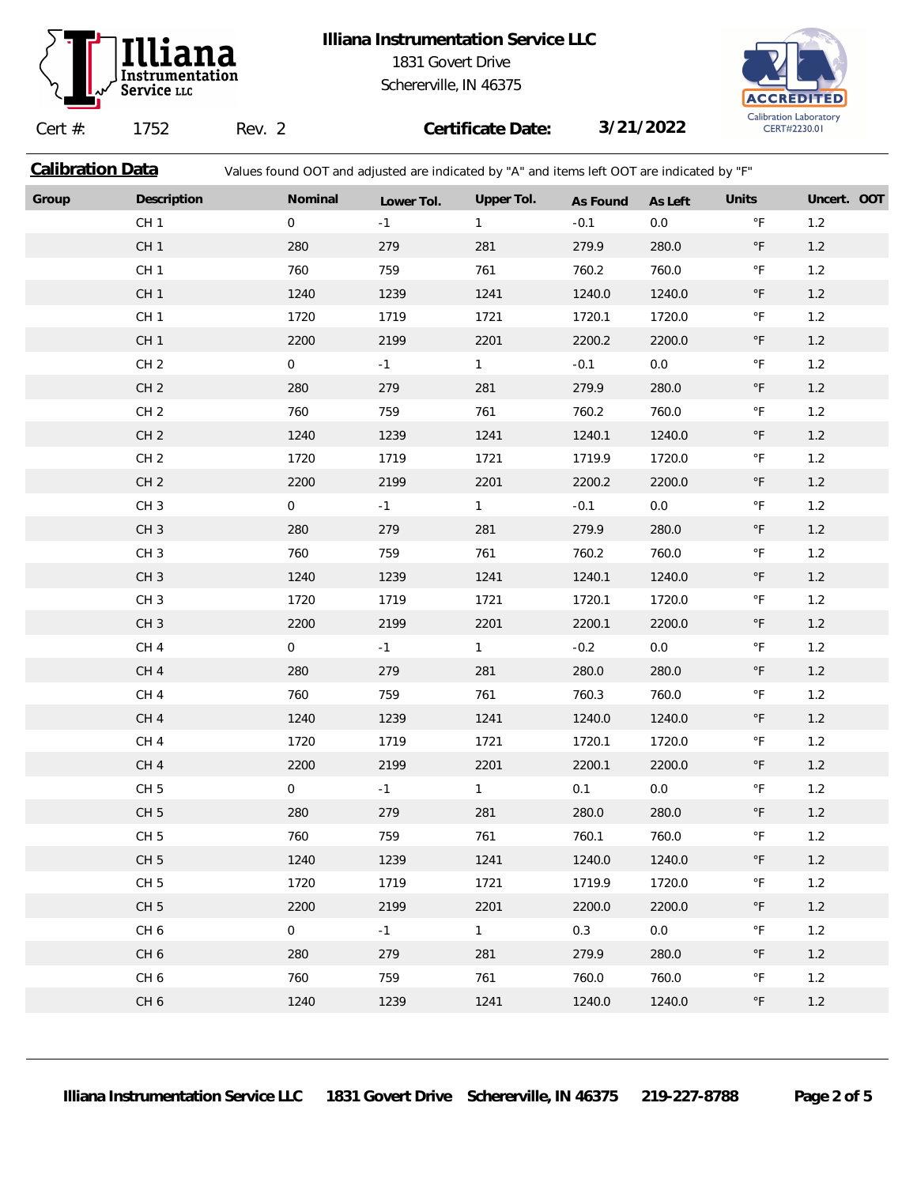Cert #: 1752 Rev. 2 **Certificate Date:** 3/21/2022

## Calibration Data

Values found OOT and adjusted are indicated by "A" and items left OOT are indicated by "F"

| Group | Description | Nominal | Lower Tol. | Upper Tol. | As Found | As Left | Units | Uncert. | OOT |
|---|---|---|---|---|---|---|---|---|---|
| | CH 1 | 0 | -1 | 1 | -0.1 | 0.0 | °F | 1.2 | |
| | CH 1 | 280 | 279 | 281 | 279.9 | 280.0 | °F | 1.2 | |
| | CH 1 | 760 | 759 | 761 | 760.2 | 760.0 | °F | 1.2 | |
| | CH 1 | 1240 | 1239 | 1241 | 1240.0 | 1240.0 | °F | 1.2 | |
| | CH 1 | 1720 | 1719 | 1721 | 1720.1 | 1720.0 | °F | 1.2 | |
| | CH 1 | 2200 | 2199 | 2201 | 2200.2 | 2200.0 | °F | 1.2 | |
| | CH 2 | 0 | -1 | 1 | -0.1 | 0.0 | °F | 1.2 | |
| | CH 2 | 280 | 279 | 281 | 279.9 | 280.0 | °F | 1.2 | |
| | CH 2 | 760 | 759 | 761 | 760.2 | 760.0 | °F | 1.2 | |
| | CH 2 | 1240 | 1239 | 1241 | 1240.1 | 1240.0 | °F | 1.2 | |
| | CH 2 | 1720 | 1719 | 1721 | 1719.9 | 1720.0 | °F | 1.2 | |
| | CH 2 | 2200 | 2199 | 2201 | 2200.2 | 2200.0 | °F | 1.2 | |
| | CH 3 | 0 | -1 | 1 | -0.1 | 0.0 | °F | 1.2 | |
| | CH 3 | 280 | 279 | 281 | 279.9 | 280.0 | °F | 1.2 | |
| | CH 3 | 760 | 759 | 761 | 760.2 | 760.0 | °F | 1.2 | |
| | CH 3 | 1240 | 1239 | 1241 | 1240.1 | 1240.0 | °F | 1.2 | |
| | CH 3 | 1720 | 1719 | 1721 | 1720.1 | 1720.0 | °F | 1.2 | |
| | CH 3 | 2200 | 2199 | 2201 | 2200.1 | 2200.0 | °F | 1.2 | |
| | CH 4 | 0 | -1 | 1 | -0.2 | 0.0 | °F | 1.2 | |
| | CH 4 | 280 | 279 | 281 | 280.0 | 280.0 | °F | 1.2 | |
| | CH 4 | 760 | 759 | 761 | 760.3 | 760.0 | °F | 1.2 | |
| | CH 4 | 1240 | 1239 | 1241 | 1240.0 | 1240.0 | °F | 1.2 | |
| | CH 4 | 1720 | 1719 | 1721 | 1720.1 | 1720.0 | °F | 1.2 | |
| | CH 4 | 2200 | 2199 | 2201 | 2200.1 | 2200.0 | °F | 1.2 | |
| | CH 5 | 0 | -1 | 1 | 0.1 | 0.0 | °F | 1.2 | |
| | CH 5 | 280 | 279 | 281 | 280.0 | 280.0 | °F | 1.2 | |
| | CH 5 | 760 | 759 | 761 | 760.1 | 760.0 | °F | 1.2 | |
| | CH 5 | 1240 | 1239 | 1241 | 1240.0 | 1240.0 | °F | 1.2 | |
| | CH 5 | 1720 | 1719 | 1721 | 1719.9 | 1720.0 | °F | 1.2 | |
| | CH 5 | 2200 | 2199 | 2201 | 2200.0 | 2200.0 | °F | 1.2 | |
| | CH 6 | 0 | -1 | 1 | 0.3 | 0.0 | °F | 1.2 | |
| | CH 6 | 280 | 279 | 281 | 279.9 | 280.0 | °F | 1.2 | |
| | CH 6 | 760 | 759 | 761 | 760.0 | 760.0 | °F | 1.2 | |
| | CH 6 | 1240 | 1239 | 1241 | 1240.0 | 1240.0 | °F | 1.2 | |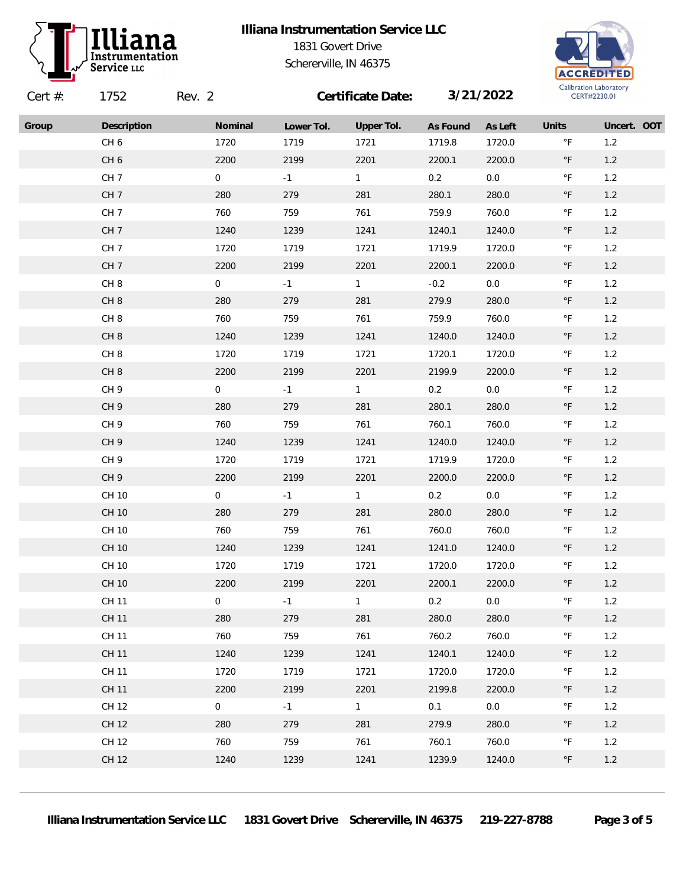**Illiana Instrumentation Service LLC**
1831 Govert Drive
Schererville, IN 46375

ACCREDITED Calibration Laboratory CERT#2230.01

Cert #: 1752 Rev. 2 **Certificate Date:** **3/21/2022**

| Group | Description | Nominal | Lower Tol. | Upper Tol. | As Found | As Left | Units | Uncert. | OOT |
|---|---|---|---|---|---|---|---|---|---|
| | CH 6 | 1720 | 1719 | 1721 | 1719.8 | 1720.0 | °F | 1.2 | |
| | CH 6 | 2200 | 2199 | 2201 | 2200.1 | 2200.0 | °F | 1.2 | |
| | CH 7 | 0 | -1 | 1 | 0.2 | 0.0 | °F | 1.2 | |
| | CH 7 | 280 | 279 | 281 | 280.1 | 280.0 | °F | 1.2 | |
| | CH 7 | 760 | 759 | 761 | 759.9 | 760.0 | °F | 1.2 | |
| | CH 7 | 1240 | 1239 | 1241 | 1240.1 | 1240.0 | °F | 1.2 | |
| | CH 7 | 1720 | 1719 | 1721 | 1719.9 | 1720.0 | °F | 1.2 | |
| | CH 7 | 2200 | 2199 | 2201 | 2200.1 | 2200.0 | °F | 1.2 | |
| | CH 8 | 0 | -1 | 1 | -0.2 | 0.0 | °F | 1.2 | |
| | CH 8 | 280 | 279 | 281 | 279.9 | 280.0 | °F | 1.2 | |
| | CH 8 | 760 | 759 | 761 | 759.9 | 760.0 | °F | 1.2 | |
| | CH 8 | 1240 | 1239 | 1241 | 1240.0 | 1240.0 | °F | 1.2 | |
| | CH 8 | 1720 | 1719 | 1721 | 1720.1 | 1720.0 | °F | 1.2 | |
| | CH 8 | 2200 | 2199 | 2201 | 2199.9 | 2200.0 | °F | 1.2 | |
| | CH 9 | 0 | -1 | 1 | 0.2 | 0.0 | °F | 1.2 | |
| | CH 9 | 280 | 279 | 281 | 280.1 | 280.0 | °F | 1.2 | |
| | CH 9 | 760 | 759 | 761 | 760.1 | 760.0 | °F | 1.2 | |
| | CH 9 | 1240 | 1239 | 1241 | 1240.0 | 1240.0 | °F | 1.2 | |
| | CH 9 | 1720 | 1719 | 1721 | 1719.9 | 1720.0 | °F | 1.2 | |
| | CH 9 | 2200 | 2199 | 2201 | 2200.0 | 2200.0 | °F | 1.2 | |
| | CH 10 | 0 | -1 | 1 | 0.2 | 0.0 | °F | 1.2 | |
| | CH 10 | 280 | 279 | 281 | 280.0 | 280.0 | °F | 1.2 | |
| | CH 10 | 760 | 759 | 761 | 760.0 | 760.0 | °F | 1.2 | |
| | CH 10 | 1240 | 1239 | 1241 | 1241.0 | 1240.0 | °F | 1.2 | |
| | CH 10 | 1720 | 1719 | 1721 | 1720.0 | 1720.0 | °F | 1.2 | |
| | CH 10 | 2200 | 2199 | 2201 | 2200.1 | 2200.0 | °F | 1.2 | |
| | CH 11 | 0 | -1 | 1 | 0.2 | 0.0 | °F | 1.2 | |
| | CH 11 | 280 | 279 | 281 | 280.0 | 280.0 | °F | 1.2 | |
| | CH 11 | 760 | 759 | 761 | 760.2 | 760.0 | °F | 1.2 | |
| | CH 11 | 1240 | 1239 | 1241 | 1240.1 | 1240.0 | °F | 1.2 | |
| | CH 11 | 1720 | 1719 | 1721 | 1720.0 | 1720.0 | °F | 1.2 | |
| | CH 11 | 2200 | 2199 | 2201 | 2199.8 | 2200.0 | °F | 1.2 | |
| | CH 12 | 0 | -1 | 1 | 0.1 | 0.0 | °F | 1.2 | |
| | CH 12 | 280 | 279 | 281 | 279.9 | 280.0 | °F | 1.2 | |
| | CH 12 | 760 | 759 | 761 | 760.1 | 760.0 | °F | 1.2 | |
| | CH 12 | 1240 | 1239 | 1241 | 1239.9 | 1240.0 | °F | 1.2 | |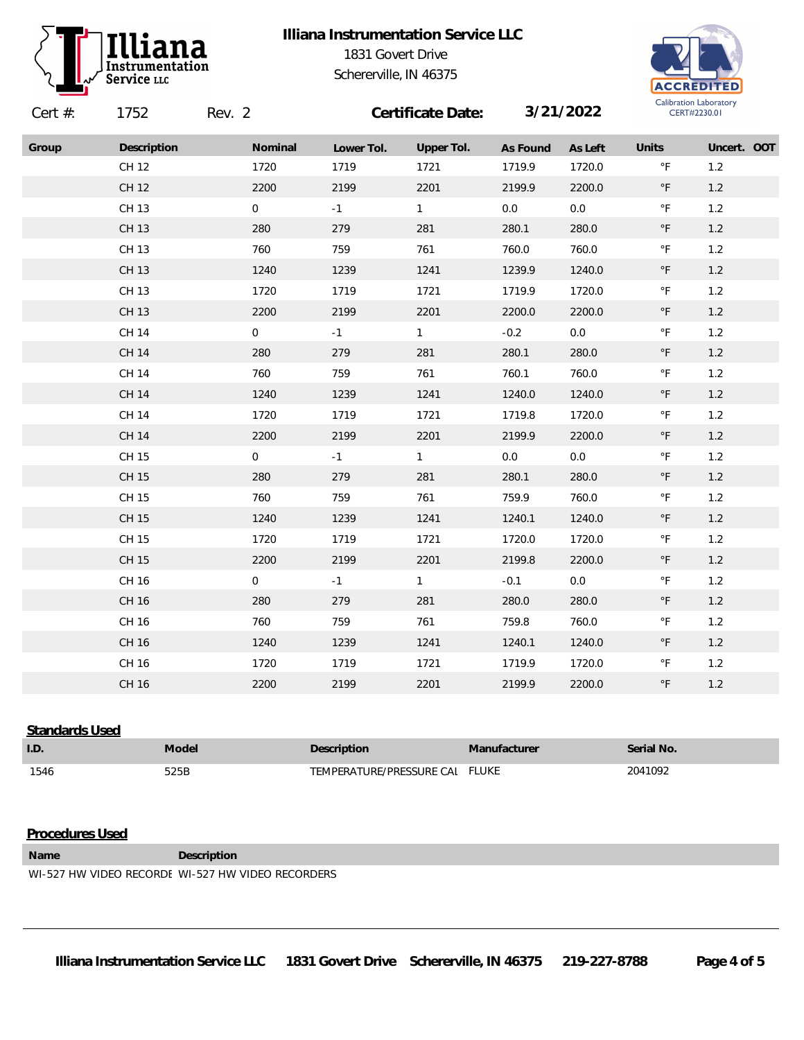**Illiana Instrumentation Service LLC**
1831 Govert Drive
Schererville, IN 46375

Calibration Laboratory CERT#2230.01

Cert #: 1752 Rev. 2 **Certificate Date:** 3/21/2022

| Group | Description | Nominal | Lower Tol. | Upper Tol. | As Found | As Left | Units | Uncert. | OOT |
|---|---|---|---|---|---|---|---|---|---|
| | CH 12 | 1720 | 1719 | 1721 | 1719.9 | 1720.0 | °F | 1.2 | |
| | CH 12 | 2200 | 2199 | 2201 | 2199.9 | 2200.0 | °F | 1.2 | |
| | CH 13 | 0 | -1 | 1 | 0.0 | 0.0 | °F | 1.2 | |
| | CH 13 | 280 | 279 | 281 | 280.1 | 280.0 | °F | 1.2 | |
| | CH 13 | 760 | 759 | 761 | 760.0 | 760.0 | °F | 1.2 | |
| | CH 13 | 1240 | 1239 | 1241 | 1239.9 | 1240.0 | °F | 1.2 | |
| | CH 13 | 1720 | 1719 | 1721 | 1719.9 | 1720.0 | °F | 1.2 | |
| | CH 13 | 2200 | 2199 | 2201 | 2200.0 | 2200.0 | °F | 1.2 | |
| | CH 14 | 0 | -1 | 1 | -0.2 | 0.0 | °F | 1.2 | |
| | CH 14 | 280 | 279 | 281 | 280.1 | 280.0 | °F | 1.2 | |
| | CH 14 | 760 | 759 | 761 | 760.1 | 760.0 | °F | 1.2 | |
| | CH 14 | 1240 | 1239 | 1241 | 1240.0 | 1240.0 | °F | 1.2 | |
| | CH 14 | 1720 | 1719 | 1721 | 1719.8 | 1720.0 | °F | 1.2 | |
| | CH 14 | 2200 | 2199 | 2201 | 2199.9 | 2200.0 | °F | 1.2 | |
| | CH 15 | 0 | -1 | 1 | 0.0 | 0.0 | °F | 1.2 | |
| | CH 15 | 280 | 279 | 281 | 280.1 | 280.0 | °F | 1.2 | |
| | CH 15 | 760 | 759 | 761 | 759.9 | 760.0 | °F | 1.2 | |
| | CH 15 | 1240 | 1239 | 1241 | 1240.1 | 1240.0 | °F | 1.2 | |
| | CH 15 | 1720 | 1719 | 1721 | 1720.0 | 1720.0 | °F | 1.2 | |
| | CH 15 | 2200 | 2199 | 2201 | 2199.8 | 2200.0 | °F | 1.2 | |
| | CH 16 | 0 | -1 | 1 | -0.1 | 0.0 | °F | 1.2 | |
| | CH 16 | 280 | 279 | 281 | 280.0 | 280.0 | °F | 1.2 | |
| | CH 16 | 760 | 759 | 761 | 759.8 | 760.0 | °F | 1.2 | |
| | CH 16 | 1240 | 1239 | 1241 | 1240.1 | 1240.0 | °F | 1.2 | |
| | CH 16 | 1720 | 1719 | 1721 | 1719.9 | 1720.0 | °F | 1.2 | |
| | CH 16 | 2200 | 2199 | 2201 | 2199.9 | 2200.0 | °F | 1.2 | |

## Standards Used

| I.D. | Model | Description | Manufacturer | Serial No. |
|---|---|---|---|---|
| 1546 | 525B | TEMPERATURE/PRESSURE CAL | FLUKE | 2041092 |

## Procedures Used

| Name | Description |
|---|---|
| WI-527 HW VIDEO RECORDE | WI-527 HW VIDEO RECORDERS |